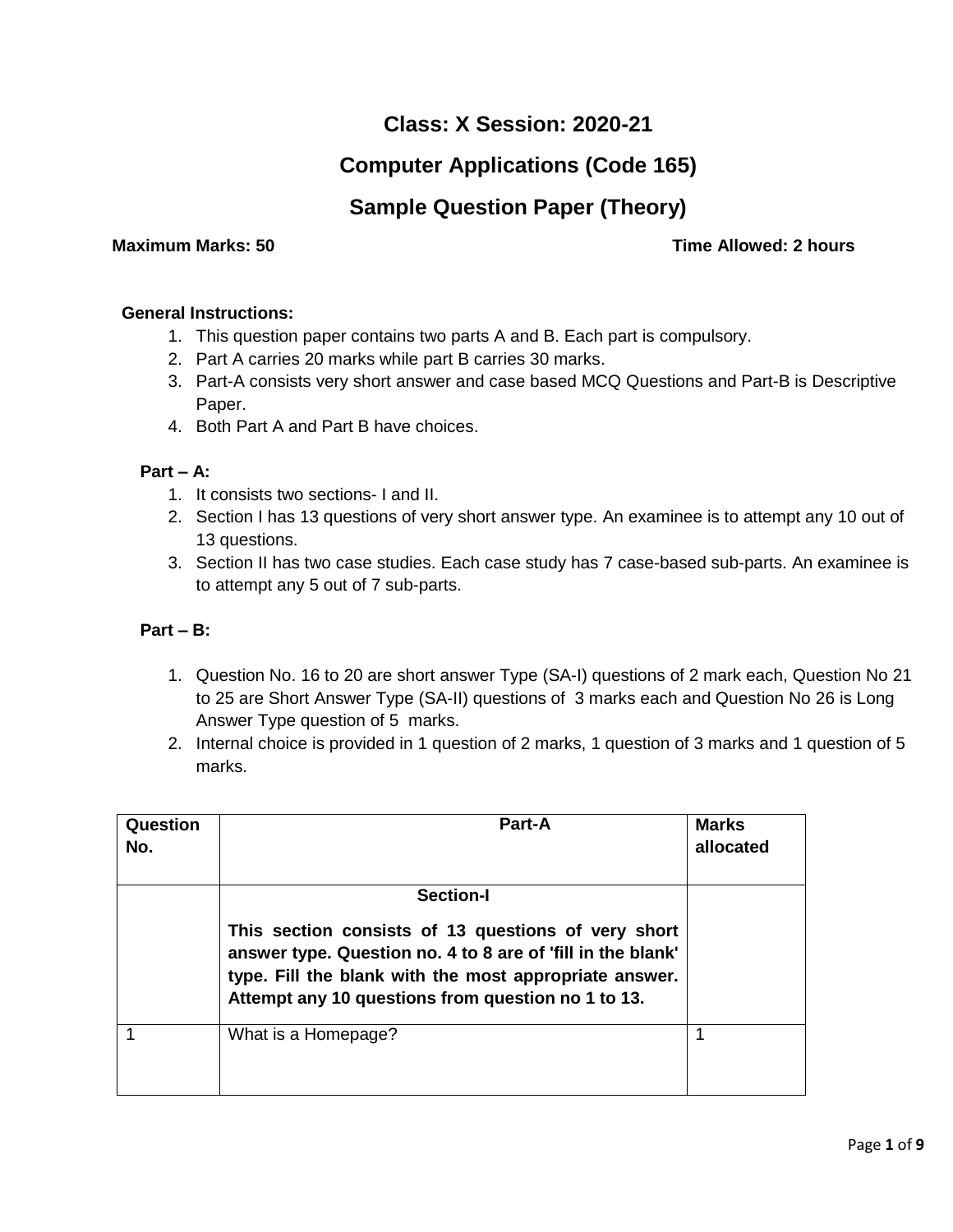# Class: X Session: 2020-21

# Computer Applications (Code 165)

# Sample Question Paper (Theory)

**Maximum Marks: 50** **Time Allowed: 2 hours**

**General Instructions:**

1. This question paper contains two parts A and B. Each part is compulsory.
2. Part A carries 20 marks while part B carries 30 marks.
3. Part-A consists very short answer and case based MCQ Questions and Part-B is Descriptive Paper.
4. Both Part A and Part B have choices.

**Part – A:**

1. It consists two sections- I and II.
2. Section I has 13 questions of very short answer type. An examinee is to attempt any 10 out of 13 questions.
3. Section II has two case studies. Each case study has 7 case-based sub-parts. An examinee is to attempt any 5 out of 7 sub-parts.

**Part – B:**

1. Question No. 16 to 20 are short answer Type (SA-I) questions of 2 mark each, Question No 21 to 25 are Short Answer Type (SA-II) questions of 3 marks each and Question No 26 is Long Answer Type question of 5 marks.
2. Internal choice is provided in 1 question of 2 marks, 1 question of 3 marks and 1 question of 5 marks.

| Question No. | Part-A | Marks allocated |
|---|---|---|
| | **Section-I**<br>**This section consists of 13 questions of very short answer type. Question no. 4 to 8 are of 'fill in the blank' type. Fill the blank with the most appropriate answer. Attempt any 10 questions from question no 1 to 13.** | |
| 1 | What is a Homepage? | 1 |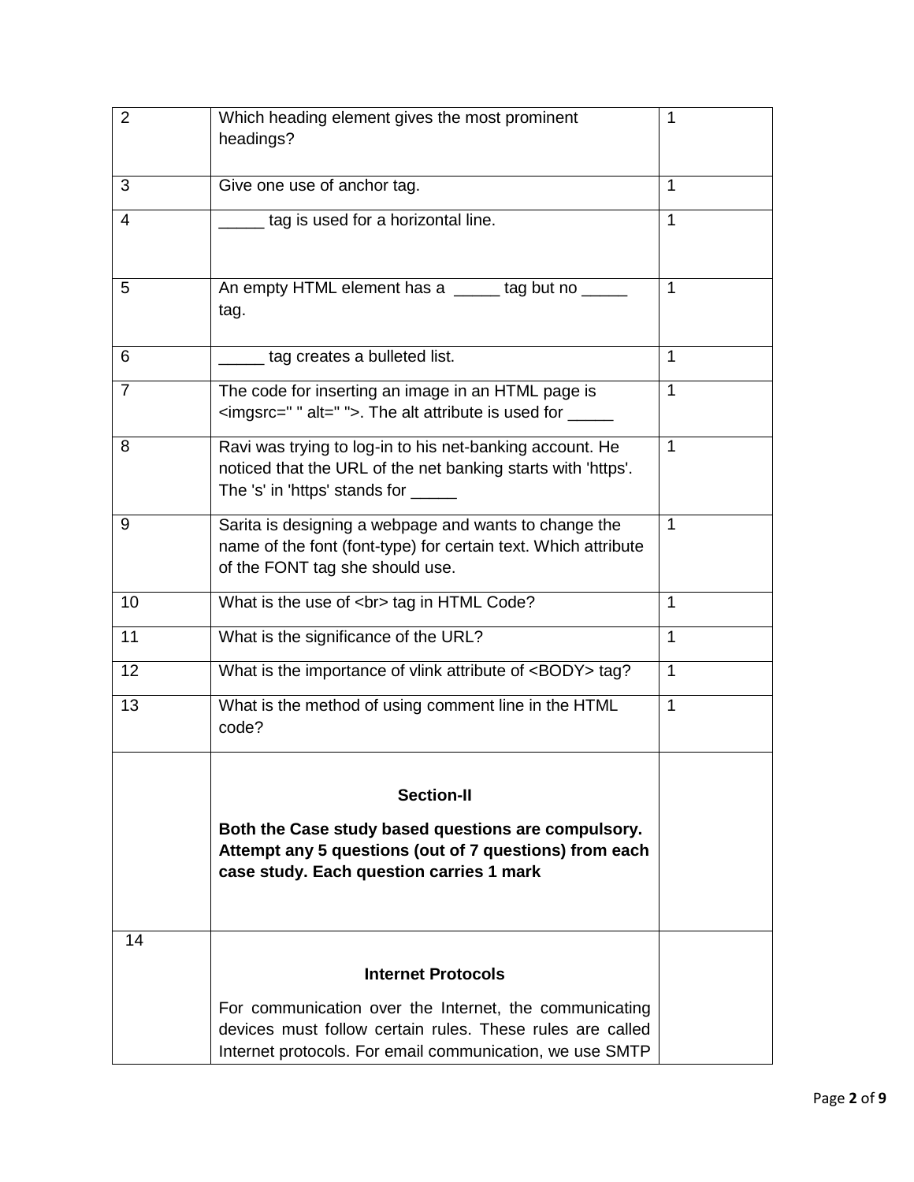| | | |
|---|---|---|
| 2 | Which heading element gives the most prominent headings? | 1 |
| 3 | Give one use of anchor tag. | 1 |
| 4 | _____ tag is used for a horizontal line. | 1 |
| 5 | An empty HTML element has a _____ tag but no _____ tag. | 1 |
| 6 | _____ tag creates a bulleted list. | 1 |
| 7 | The code for inserting an image in an HTML page is <imgsrc=" " alt=" ">. The alt attribute is used for _____ | 1 |
| 8 | Ravi was trying to log-in to his net-banking account. He noticed that the URL of the net banking starts with 'https'. The 's' in 'https' stands for _____ | 1 |
| 9 | Sarita is designing a webpage and wants to change the name of the font (font-type) for certain text. Which attribute of the FONT tag she should use. | 1 |
| 10 | What is the use of <br> tag in HTML Code? | 1 |
| 11 | What is the significance of the URL? | 1 |
| 12 | What is the importance of vlink attribute of <BODY> tag? | 1 |
| 13 | What is the method of using comment line in the HTML code? | 1 |
| | **Section-II**<br><br>**Both the Case study based questions are compulsory. Attempt any 5 questions (out of 7 questions) from each case study. Each question carries 1 mark** | |
| 14 | **Internet Protocols**<br><br>For communication over the Internet, the communicating devices must follow certain rules. These rules are called Internet protocols. For email communication, we use SMTP | |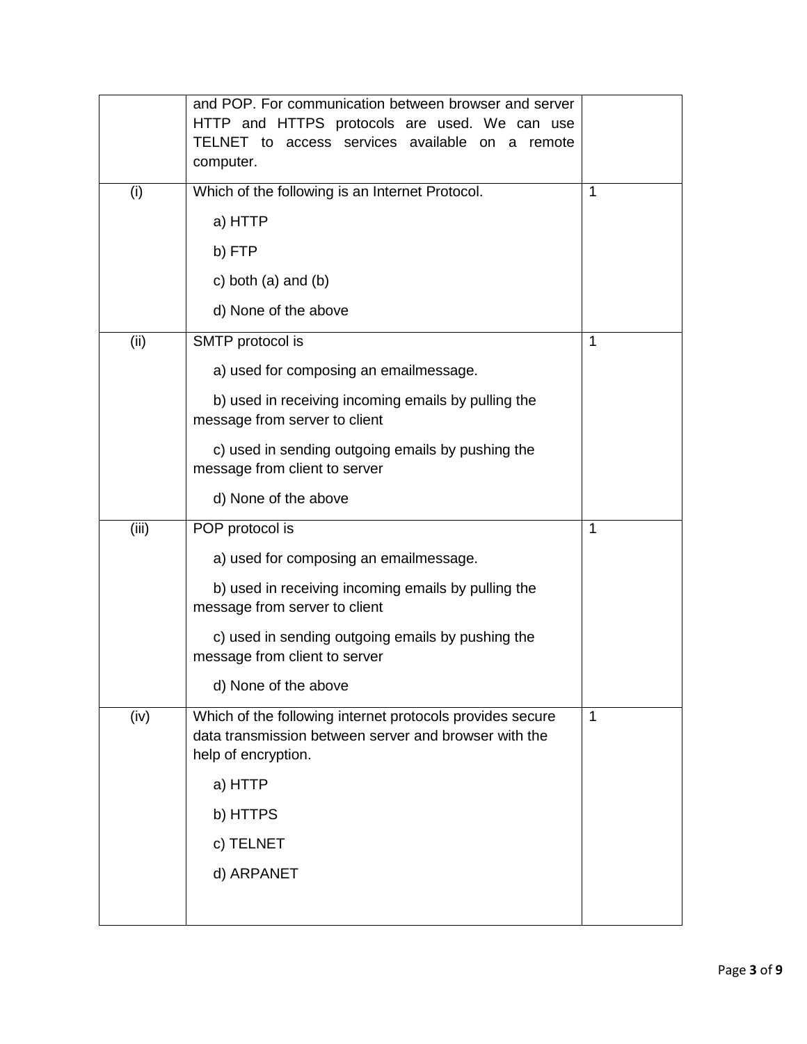|  |  |  |
|---|---|---|
|  | and POP. For communication between browser and server HTTP and HTTPS protocols are used. We can use TELNET to access services available on a remote computer. |  |
| (i) | Which of the following is an Internet Protocol.<br><br>a) HTTP<br><br>b) FTP<br><br>c) both (a) and (b)<br><br>d) None of the above | 1 |
| (ii) | SMTP protocol is<br><br>a) used for composing an emailmessage.<br><br>b) used in receiving incoming emails by pulling the message from server to client<br><br>c) used in sending outgoing emails by pushing the message from client to server<br><br>d) None of the above | 1 |
| (iii) | POP protocol is<br><br>a) used for composing an emailmessage.<br><br>b) used in receiving incoming emails by pulling the message from server to client<br><br>c) used in sending outgoing emails by pushing the message from client to server<br><br>d) None of the above | 1 |
| (iv) | Which of the following internet protocols provides secure data transmission between server and browser with the help of encryption.<br><br>a) HTTP<br><br>b) HTTPS<br><br>c) TELNET<br><br>d) ARPANET | 1 |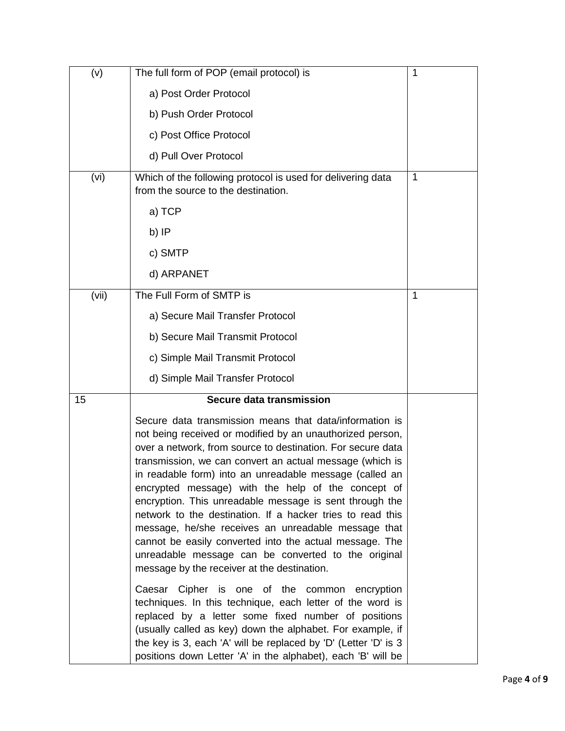| | | |
|---|---|---|
| (v) | The full form of POP (email protocol) is<br><br>a) Post Order Protocol<br><br>b) Push Order Protocol<br><br>c) Post Office Protocol<br><br>d) Pull Over Protocol | 1 |
| (vi) | Which of the following protocol is used for delivering data from the source to the destination.<br><br>a) TCP<br><br>b) IP<br><br>c) SMTP<br><br>d) ARPANET | 1 |
| (vii) | The Full Form of SMTP is<br><br>a) Secure Mail Transfer Protocol<br><br>b) Secure Mail Transmit Protocol<br><br>c) Simple Mail Transmit Protocol<br><br>d) Simple Mail Transfer Protocol | 1 |
| 15 | **Secure data transmission**<br><br>Secure data transmission means that data/information is not being received or modified by an unauthorized person, over a network, from source to destination. For secure data transmission, we can convert an actual message (which is in readable form) into an unreadable message (called an encrypted message) with the help of the concept of encryption. This unreadable message is sent through the network to the destination. If a hacker tries to read this message, he/she receives an unreadable message that cannot be easily converted into the actual message. The unreadable message can be converted to the original message by the receiver at the destination.<br><br>Caesar Cipher is one of the common encryption techniques. In this technique, each letter of the word is replaced by a letter some fixed number of positions (usually called as key) down the alphabet. For example, if the key is 3, each 'A' will be replaced by 'D' (Letter 'D' is 3 positions down Letter 'A' in the alphabet), each 'B' will be | |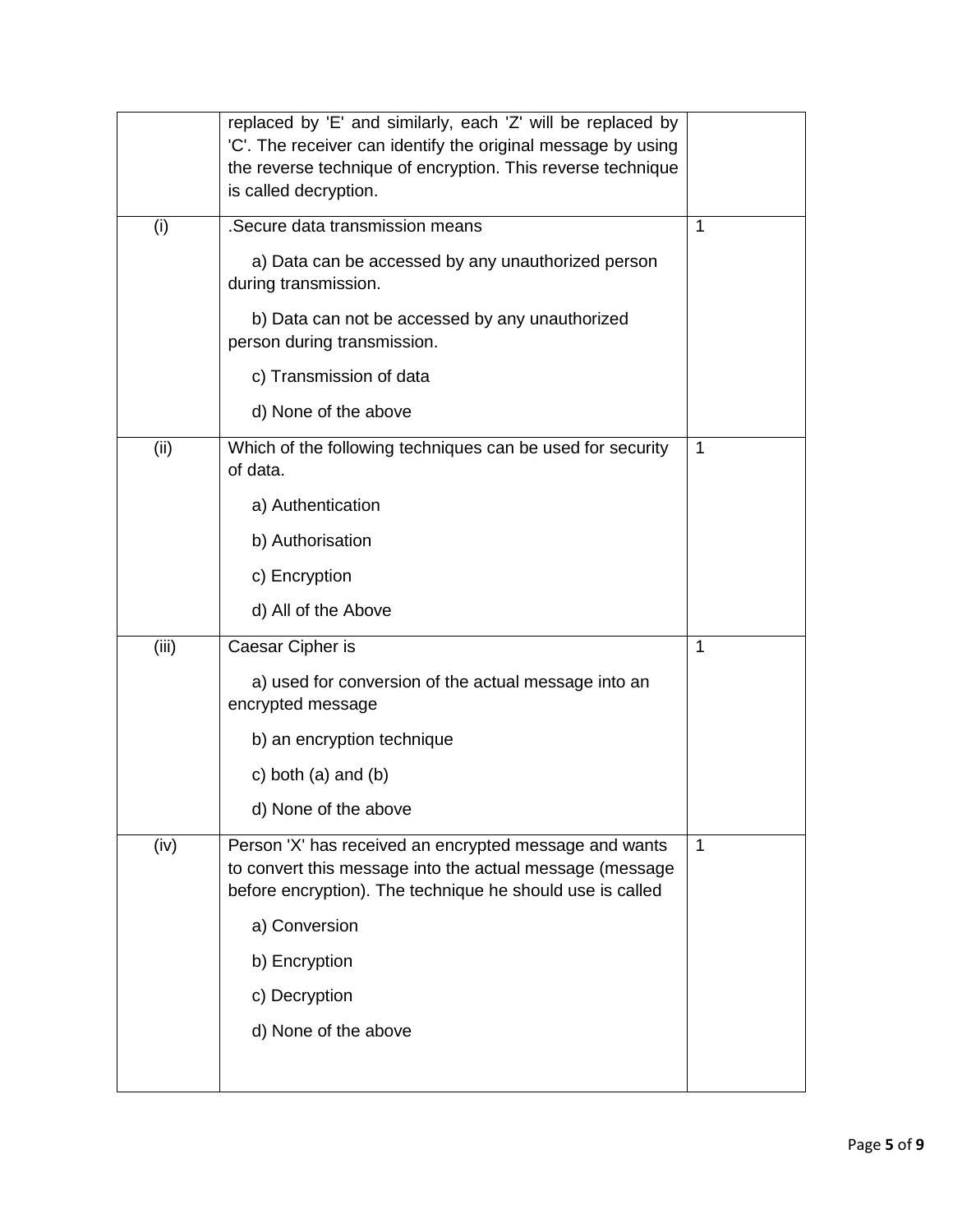| | | |
|---|---|---|
| | replaced by 'E' and similarly, each 'Z' will be replaced by 'C'. The receiver can identify the original message by using the reverse technique of encryption. This reverse technique is called decryption. | |
| (i) | .Secure data transmission means<br><br>a) Data can be accessed by any unauthorized person during transmission.<br><br>b) Data can not be accessed by any unauthorized person during transmission.<br><br>c) Transmission of data<br><br>d) None of the above | 1 |
| (ii) | Which of the following techniques can be used for security of data.<br><br>a) Authentication<br><br>b) Authorisation<br><br>c) Encryption<br><br>d) All of the Above | 1 |
| (iii) | Caesar Cipher is<br><br>a) used for conversion of the actual message into an encrypted message<br><br>b) an encryption technique<br><br>c) both (a) and (b)<br><br>d) None of the above | 1 |
| (iv) | Person 'X' has received an encrypted message and wants to convert this message into the actual message (message before encryption). The technique he should use is called<br><br>a) Conversion<br><br>b) Encryption<br><br>c) Decryption<br><br>d) None of the above | 1 |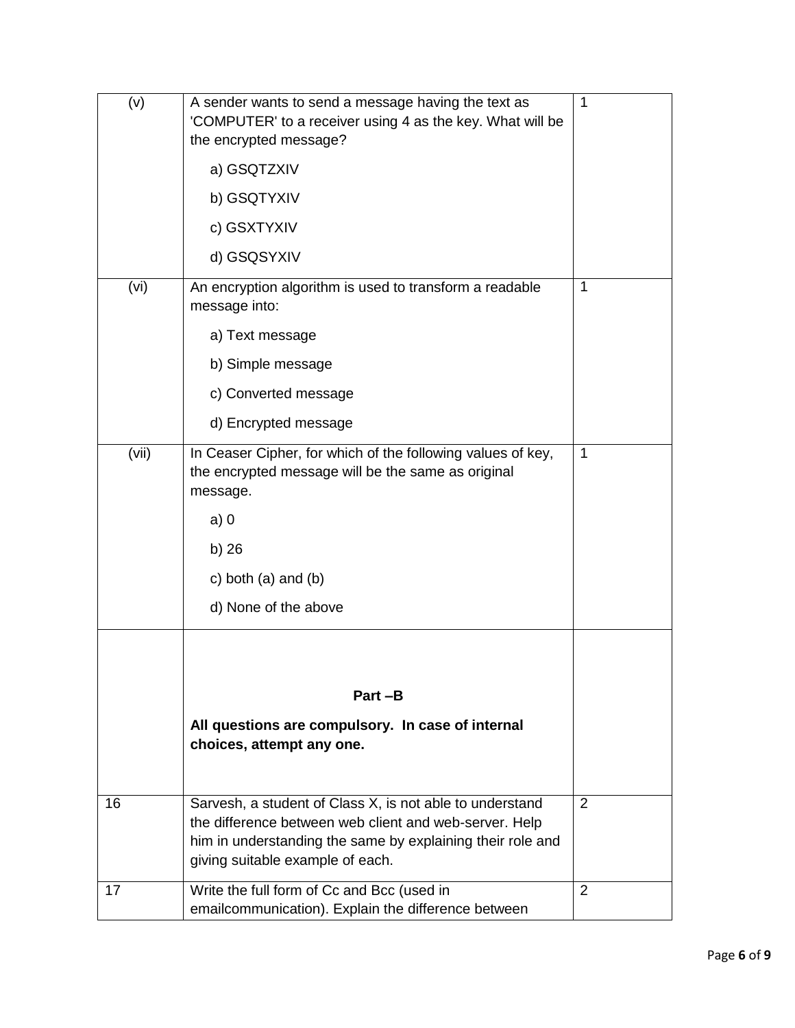| | | |
|---|---|---|
| (v) | A sender wants to send a message having the text as 'COMPUTER' to a receiver using 4 as the key. What will be the encrypted message?<br><br>a) GSQTZXIV<br><br>b) GSQTYXIV<br><br>c) GSXTYXIV<br><br>d) GSQSYXIV | 1 |
| (vi) | An encryption algorithm is used to transform a readable message into:<br><br>a) Text message<br><br>b) Simple message<br><br>c) Converted message<br><br>d) Encrypted message | 1 |
| (vii) | In Ceaser Cipher, for which of the following values of key, the encrypted message will be the same as original message.<br><br>a) 0<br><br>b) 26<br><br>c) both (a) and (b)<br><br>d) None of the above | 1 |
| | **Part –B**<br><br>**All questions are compulsory. In case of internal choices, attempt any one.** | |
| 16 | Sarvesh, a student of Class X, is not able to understand the difference between web client and web-server. Help him in understanding the same by explaining their role and giving suitable example of each. | 2 |
| 17 | Write the full form of Cc and Bcc (used in emailcommunication). Explain the difference between | 2 |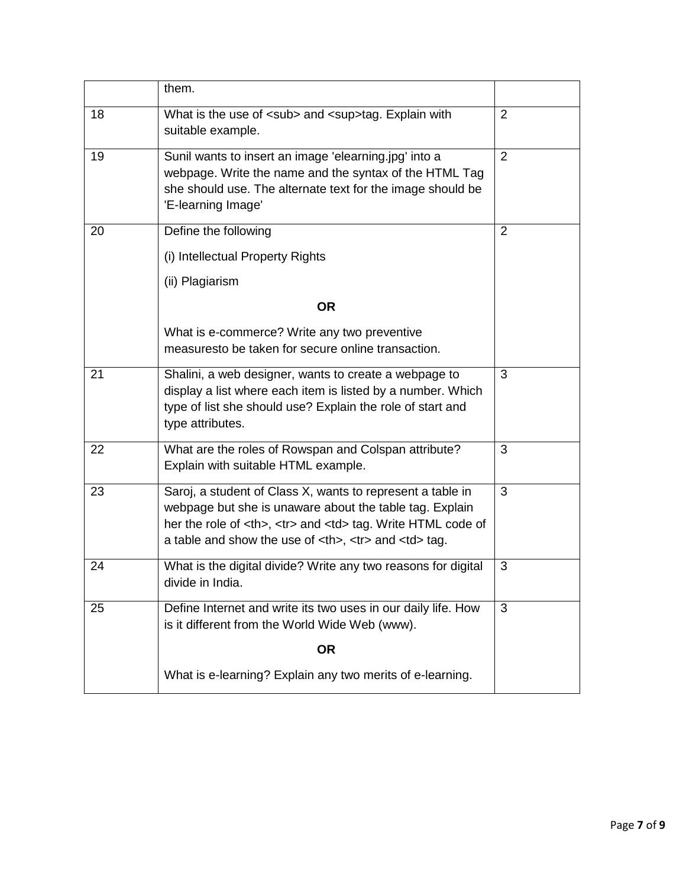|  |  |  |
| --- | --- | --- |
|  | them. |  |
| 18 | What is the use of &lt;sub&gt; and &lt;sup&gt;tag. Explain with suitable example. | 2 |
| 19 | Sunil wants to insert an image 'elearning.jpg' into a webpage. Write the name and the syntax of the HTML Tag she should use. The alternate text for the image should be 'E-learning Image' | 2 |
| 20 | Define the following<br><br>(i) Intellectual Property Rights<br><br>(ii) Plagiarism<br><br>**OR**<br><br>What is e-commerce? Write any two preventive measuresto be taken for secure online transaction. | 2 |
| 21 | Shalini, a web designer, wants to create a webpage to display a list where each item is listed by a number. Which type of list she should use? Explain the role of start and type attributes. | 3 |
| 22 | What are the roles of Rowspan and Colspan attribute? Explain with suitable HTML example. | 3 |
| 23 | Saroj, a student of Class X, wants to represent a table in webpage but she is unaware about the table tag. Explain her the role of &lt;th&gt;, &lt;tr&gt; and &lt;td&gt; tag. Write HTML code of a table and show the use of &lt;th&gt;, &lt;tr&gt; and &lt;td&gt; tag. | 3 |
| 24 | What is the digital divide? Write any two reasons for digital divide in India. | 3 |
| 25 | Define Internet and write its two uses in our daily life. How is it different from the World Wide Web (www).<br><br>**OR**<br><br>What is e-learning? Explain any two merits of e-learning. | 3 |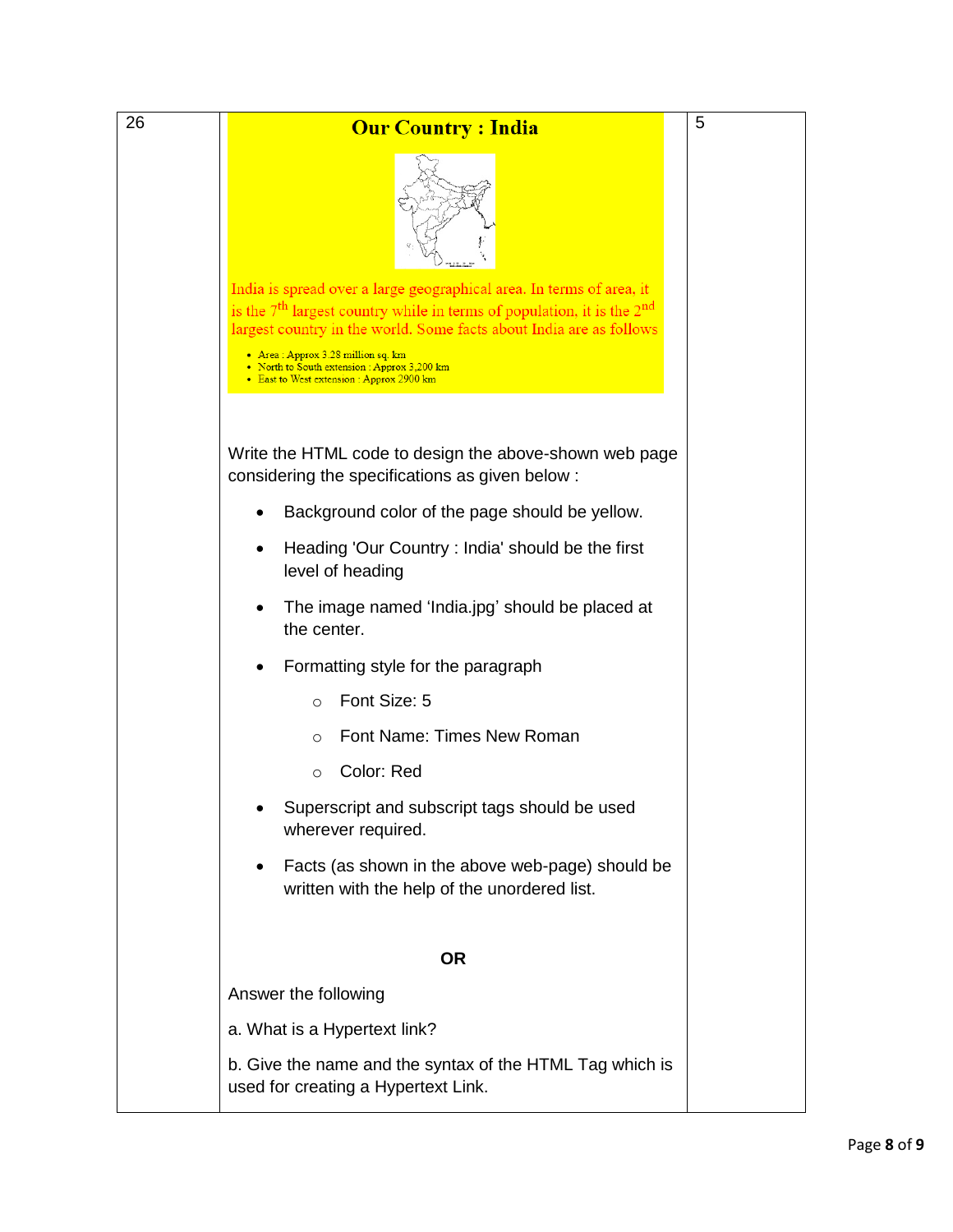| 26 | **Our Country : India**<br><br>India is spread over a large geographical area. In terms of area, it is the $7^{th}$ largest country while in terms of population, it is the $2^{nd}$ largest country in the world. Some facts about India are as follows<br><br>• Area : Approx 3.28 million sq. km<br>• North to South extension : Approx 3,200 km<br>• East to West extension : Approx 2900 km<br><br>Write the HTML code to design the above-shown web page considering the specifications as given below :<br><br>• Background color of the page should be yellow.<br>• Heading 'Our Country : India' should be the first level of heading<br>• The image named 'India.jpg' should be placed at the center.<br>• Formatting style for the paragraph<br>&nbsp;&nbsp;&nbsp;&nbsp;○ Font Size: 5<br>&nbsp;&nbsp;&nbsp;&nbsp;○ Font Name: Times New Roman<br>&nbsp;&nbsp;&nbsp;&nbsp;○ Color: Red<br>• Superscript and subscript tags should be used wherever required.<br>• Facts (as shown in the above web-page) should be written with the help of the unordered list.<br><br>**OR**<br><br>Answer the following<br><br>a. What is a Hypertext link?<br><br>b. Give the name and the syntax of the HTML Tag which is used for creating a Hypertext Link. | 5 |
|---|---|---|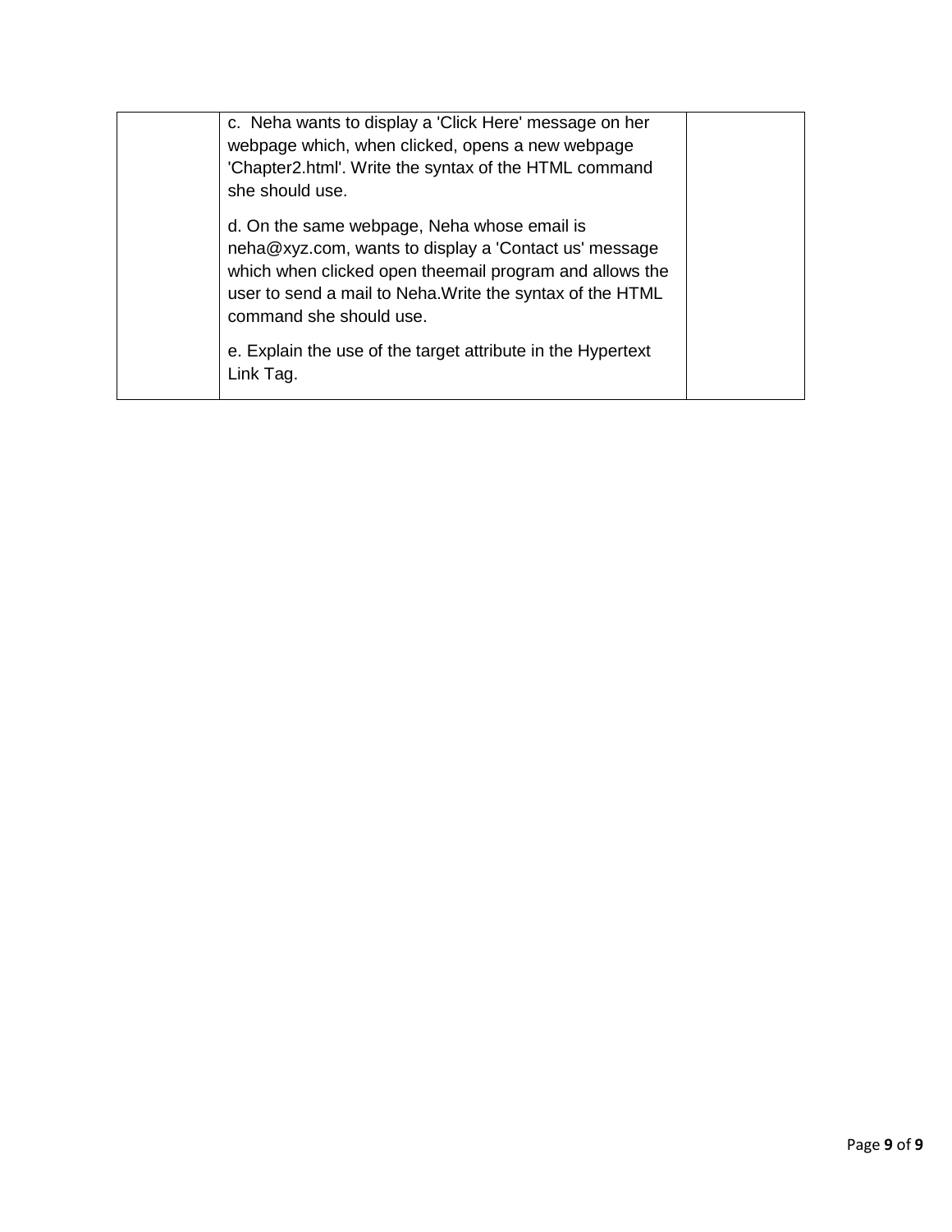| | | |
|---|---|---|
| | c. Neha wants to display a 'Click Here' message on her webpage which, when clicked, opens a new webpage 'Chapter2.html'. Write the syntax of the HTML command she should use.<br><br>d. On the same webpage, Neha whose email is neha@xyz.com, wants to display a 'Contact us' message which when clicked open theemail program and allows the user to send a mail to Neha.Write the syntax of the HTML command she should use.<br><br>e. Explain the use of the target attribute in the Hypertext Link Tag. | |